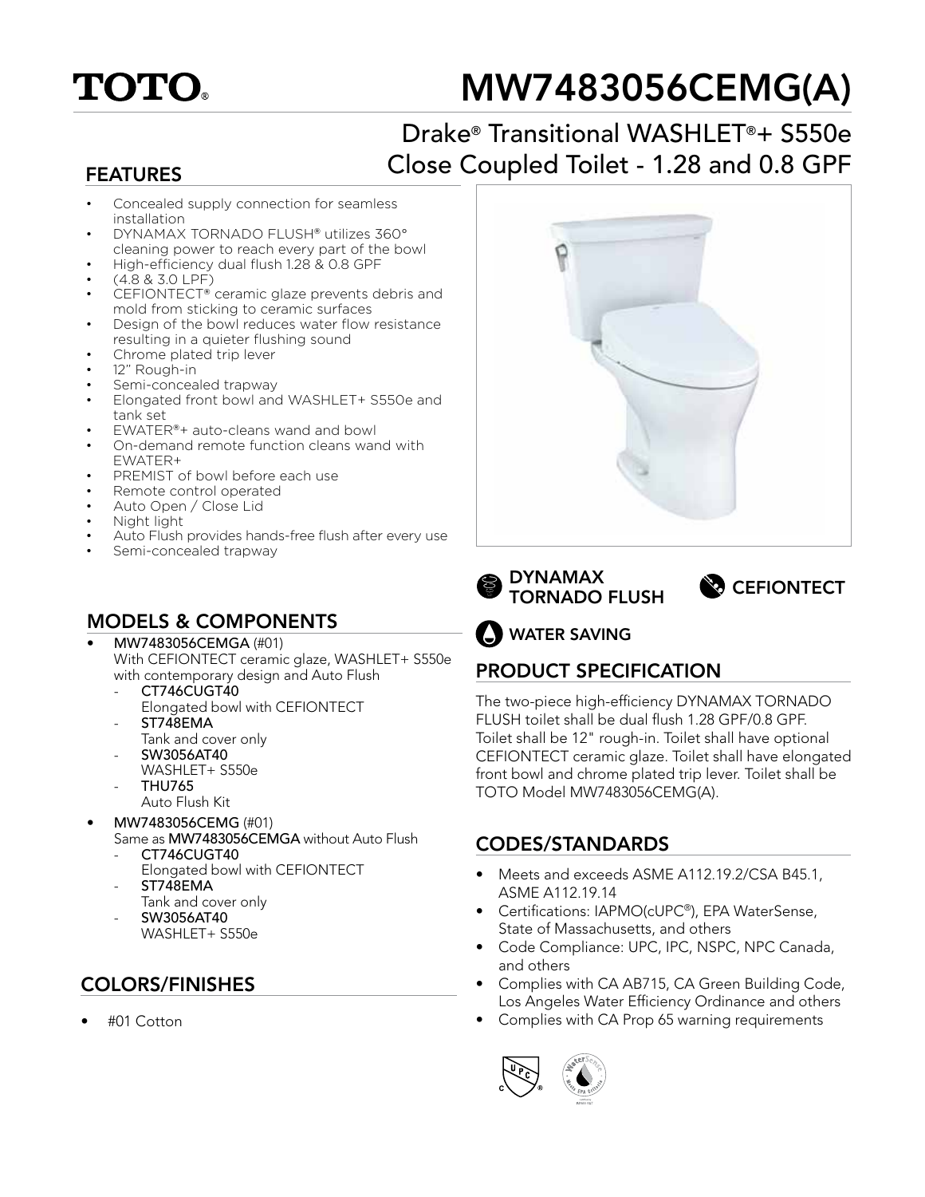TOTO®

# MW7483056CEMG(A)

## Drake® Transitional WASHLET®+ S550e Close Coupled Toilet - 1.28 and 0.8 GPF

## FEATURES

- Concealed supply connection for seamless installation
- DYNAMAX TORNADO FLUSH® utilizes 360° cleaning power to reach every part of the bowl
- High-efficiency dual flush 1.28 & 0.8 GPF
- (4.8 & 3.0 LPF)
- CEFIONTECT® ceramic glaze prevents debris and mold from sticking to ceramic surfaces
- Design of the bowl reduces water flow resistance resulting in a quieter flushing sound
- Chrome plated trip lever
- 12" Rough-in
- Semi-concealed trapway
- Elongated front bowl and WASHLET+ S550e and tank set
- EWATER®+ auto-cleans wand and bowl
- On-demand remote function cleans wand with EWATER+
- PREMIST of bowl before each use
- Remote control operated
- Auto Open / Close Lid
- Night light
- Auto Flush provides hands-free flush after every use
- Semi-concealed trapway

DYNAMAX TORNADO FLUSH

CEFIONTECT

WATER SAVING

## MODELS & COMPONENTS

- **MW7483056CEMGA** (#01)
  With CEFIONTECT ceramic glaze, WASHLET+ S550e with contemporary design and Auto Flush
  - **CT746CUGT40**
    Elongated bowl with CEFIONTECT
  - **ST748EMA**
    Tank and cover only
  - **SW3056AT40**
    WASHLET+ S550e
  - **THU765**
    Auto Flush Kit
- **MW7483056CEMG** (#01)
  Same as **MW7483056CEMGA** without Auto Flush
  - **CT746CUGT40**
    Elongated bowl with CEFIONTECT
  - **ST748EMA**
    Tank and cover only
  - **SW3056AT40**
    WASHLET+ S550e

## COLORS/FINISHES

- #01 Cotton

## PRODUCT SPECIFICATION

The two-piece high-efficiency DYNAMAX TORNADO FLUSH toilet shall be dual flush 1.28 GPF/0.8 GPF. Toilet shall be 12" rough-in. Toilet shall have optional CEFIONTECT ceramic glaze. Toilet shall have elongated front bowl and chrome plated trip lever. Toilet shall be TOTO Model MW7483056CEMG(A).

## CODES/STANDARDS

- Meets and exceeds ASME A112.19.2/CSA B45.1, ASME A112.19.14
- Certifications: IAPMO(cUPC®), EPA WaterSense, State of Massachusetts, and others
- Code Compliance: UPC, IPC, NSPC, NPC Canada, and others
- Complies with CA AB715, CA Green Building Code, Los Angeles Water Efficiency Ordinance and others
- Complies with CA Prop 65 warning requirements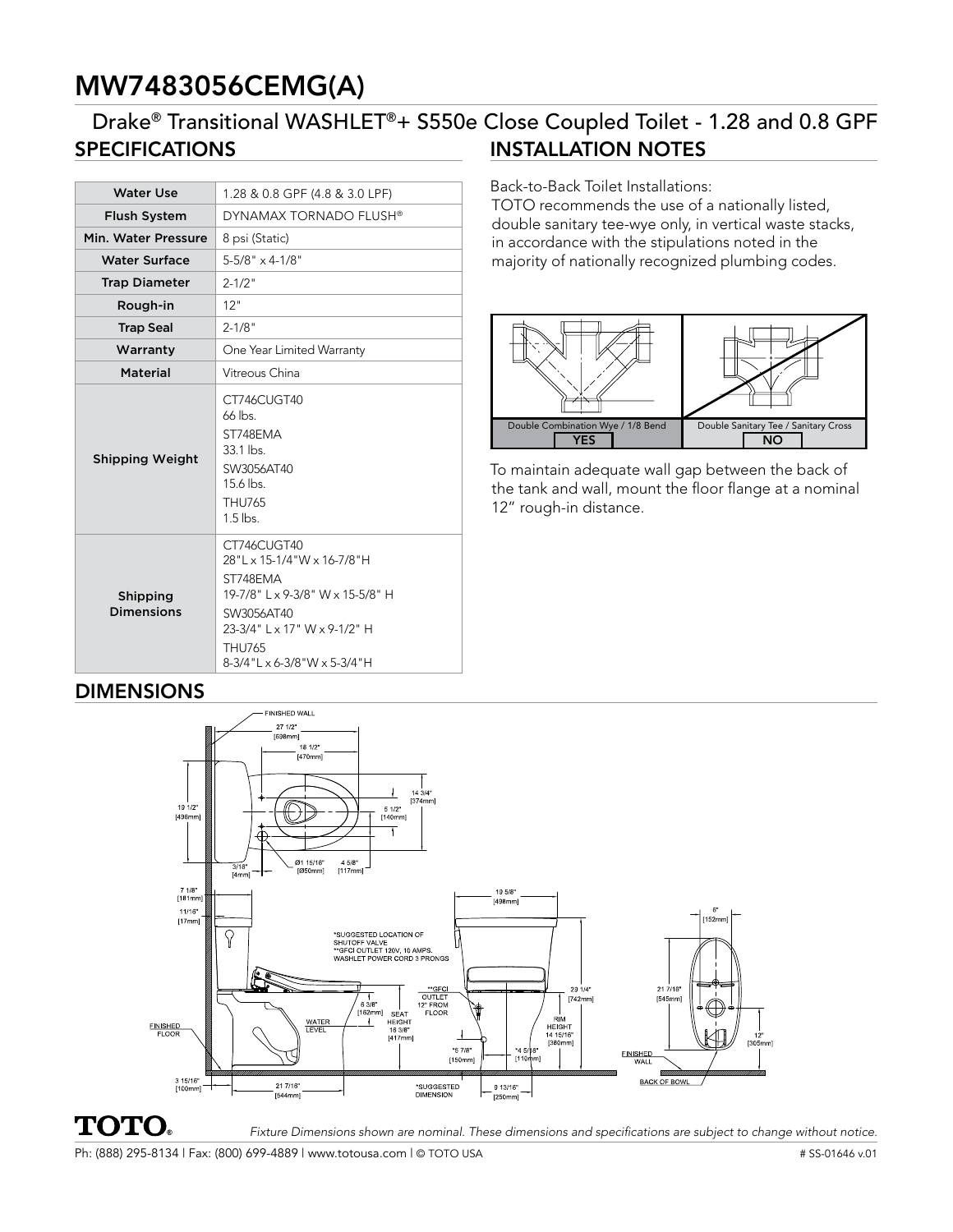# MW7483056CEMG(A)

## Drake® Transitional WASHLET®+ S550e Close Coupled Toilet - 1.28 and 0.8 GPF

## SPECIFICATIONS

| | |
|---|---|
| Water Use | 1.28 & 0.8 GPF (4.8 & 3.0 LPF) |
| Flush System | DYNAMAX TORNADO FLUSH® |
| Min. Water Pressure | 8 psi (Static) |
| Water Surface | 5-5/8" x 4-1/8" |
| Trap Diameter | 2-1/2" |
| Rough-in | 12" |
| Trap Seal | 2-1/8" |
| Warranty | One Year Limited Warranty |
| Material | Vitreous China |
| Shipping Weight | CT746CUGT40 66 lbs. ST748EMA 33.1 lbs. SW3056AT40 15.6 lbs. THU765 1.5 lbs. |
| Shipping Dimensions | CT746CUGT40 28"L x 15-1/4"W x 16-7/8"H ST748EMA 19-7/8" L x 9-3/8" W x 15-5/8" H SW3056AT40 23-3/4" L x 17" W x 9-1/2" H THU765 8-3/4"L x 6-3/8"W x 5-3/4"H |

## INSTALLATION NOTES

Back-to-Back Toilet Installations:
TOTO recommends the use of a nationally listed, double sanitary tee-wye only, in vertical waste stacks, in accordance with the stipulations noted in the majority of nationally recognized plumbing codes.

Double Combination Wye / 1/8 Bend
YES

Double Sanitary Tee / Sanitary Cross
NO

To maintain adequate wall gap between the back of the tank and wall, mount the floor flange at a nominal 12" rough-in distance.

## DIMENSIONS

FINISHED WALL
27 1/2" [698mm]
18 1/2" [470mm]
14 3/4" [374mm]
19 1/2" [496mm]
5 1/2" [140mm]
3/16" [4mm]
Ø1 15/16" [Ø50mm]
4 5/8" [117mm]
7 1/8" [181mm]
11/16" [17mm]
19 5/8" [498mm]
6" [152mm]
*SUGGESTED LOCATION OF SHUTOFF VALVE
**GFCI OUTLET 120V, 10 AMPS. WASHLET POWER CORD 3 PRONGS
**GFCI OUTLET 12" FROM FLOOR
29 1/4" [742mm]
21 7/16" [545mm]
6 3/8" [162mm]
SEAT HEIGHT 16 3/8" [417mm]
WATER LEVEL
RIM HEIGHT 14 15/16" [380mm]
FINISHED FLOOR
*5 7/8" [150mm]
*4 5/16" [110mm]
12" [305mm]
FINISHED WALL
3 15/16" [100mm]
21 7/16" [544mm]
*SUGGESTED DIMENSION
9 13/16" [250mm]
BACK OF BOWL

TOTO®

*Fixture Dimensions shown are nominal. These dimensions and specifications are subject to change without notice.*

Ph: (888) 295-8134 | Fax: (800) 699-4889 | www.totousa.com | © TOTO USA # SS-01646 v.01